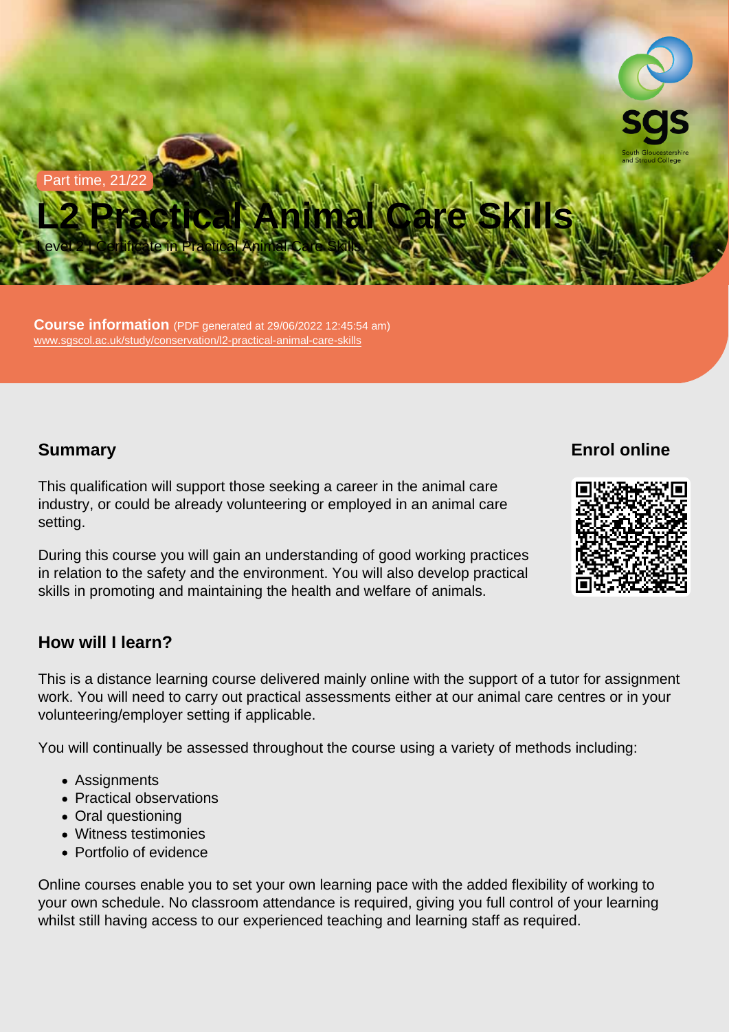Part time, 21/22

# L2 Practical Animal Care Skills

Level 2 | Certificate in Practical Animal Care Skills

**Course information** (PDF generated at 29/06/2022 12:45:54 am)
www.sgscol.ac.uk/study/conservation/l2-practical-animal-care-skills

## Summary

This qualification will support those seeking a career in the animal care industry, or could be already volunteering or employed in an animal care setting.

During this course you will gain an understanding of good working practices in relation to the safety and the environment. You will also develop practical skills in promoting and maintaining the health and welfare of animals.

## Enrol online

## How will I learn?

This is a distance learning course delivered mainly online with the support of a tutor for assignment work. You will need to carry out practical assessments either at our animal care centres or in your volunteering/employer setting if applicable.

You will continually be assessed throughout the course using a variety of methods including:

- Assignments
- Practical observations
- Oral questioning
- Witness testimonies
- Portfolio of evidence

Online courses enable you to set your own learning pace with the added flexibility of working to your own schedule. No classroom attendance is required, giving you full control of your learning whilst still having access to our experienced teaching and learning staff as required.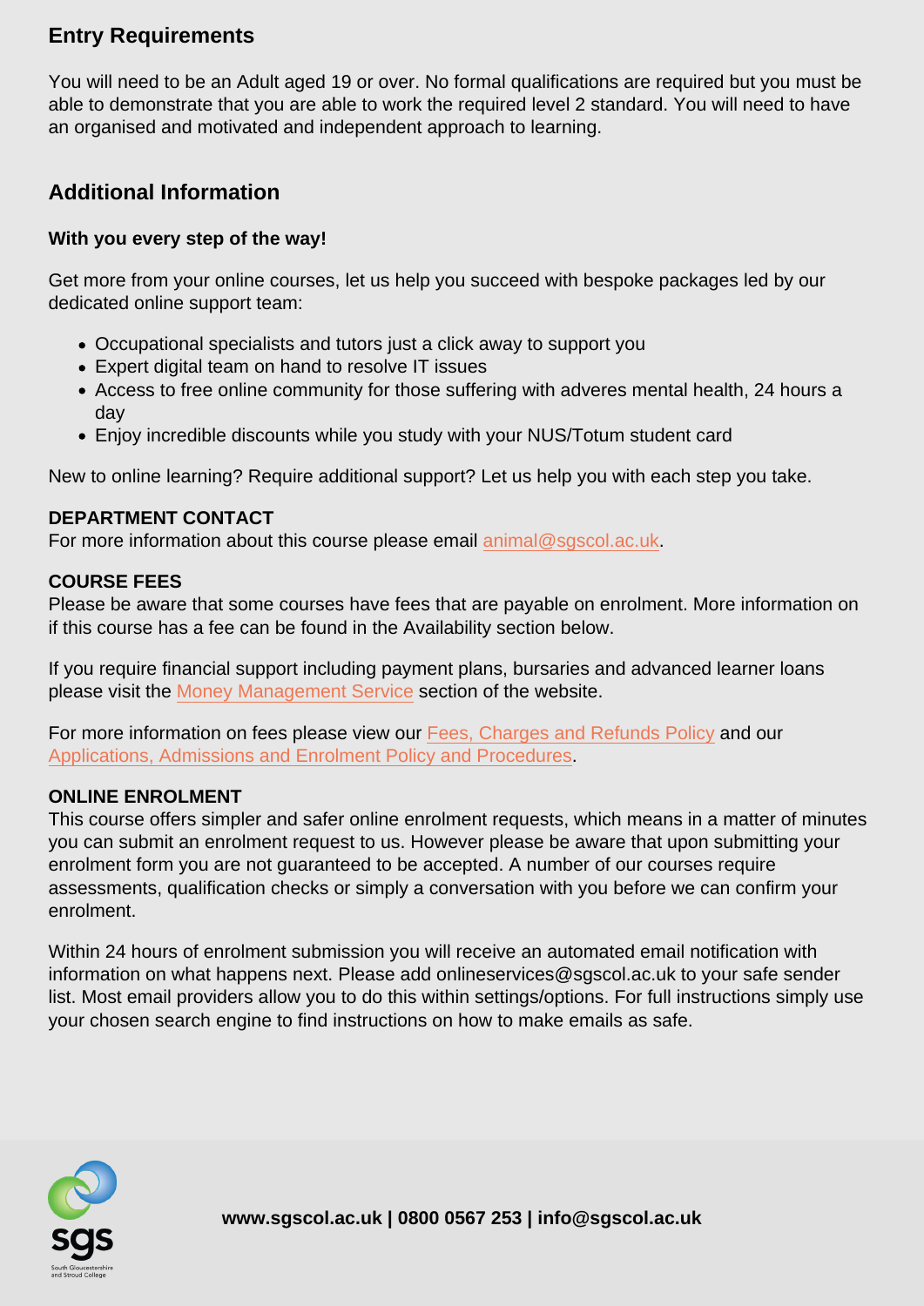## Entry Requirements

You will need to be an Adult aged 19 or over. No formal qualifications are required but you must be able to demonstrate that you are able to work the required level 2 standard. You will need to have an organised and motivated and independent approach to learning.

## Additional Information

**With you every step of the way!**

Get more from your online courses, let us help you succeed with bespoke packages led by our dedicated online support team:

- Occupational specialists and tutors just a click away to support you
- Expert digital team on hand to resolve IT issues
- Access to free online community for those suffering with adveres mental health, 24 hours a day
- Enjoy incredible discounts while you study with your NUS/Totum student card

New to online learning? Require additional support? Let us help you with each step you take.

**DEPARTMENT CONTACT**
For more information about this course please email animal@sgscol.ac.uk.

**COURSE FEES**
Please be aware that some courses have fees that are payable on enrolment. More information on if this course has a fee can be found in the Availability section below.

If you require financial support including payment plans, bursaries and advanced learner loans please visit the Money Management Service section of the website.

For more information on fees please view our Fees, Charges and Refunds Policy and our Applications, Admissions and Enrolment Policy and Procedures.

**ONLINE ENROLMENT**
This course offers simpler and safer online enrolment requests, which means in a matter of minutes you can submit an enrolment request to us. However please be aware that upon submitting your enrolment form you are not guaranteed to be accepted. A number of our courses require assessments, qualification checks or simply a conversation with you before we can confirm your enrolment.

Within 24 hours of enrolment submission you will receive an automated email notification with information on what happens next. Please add onlineservices@sgscol.ac.uk to your safe sender list. Most email providers allow you to do this within settings/options. For full instructions simply use your chosen search engine to find instructions on how to make emails as safe.